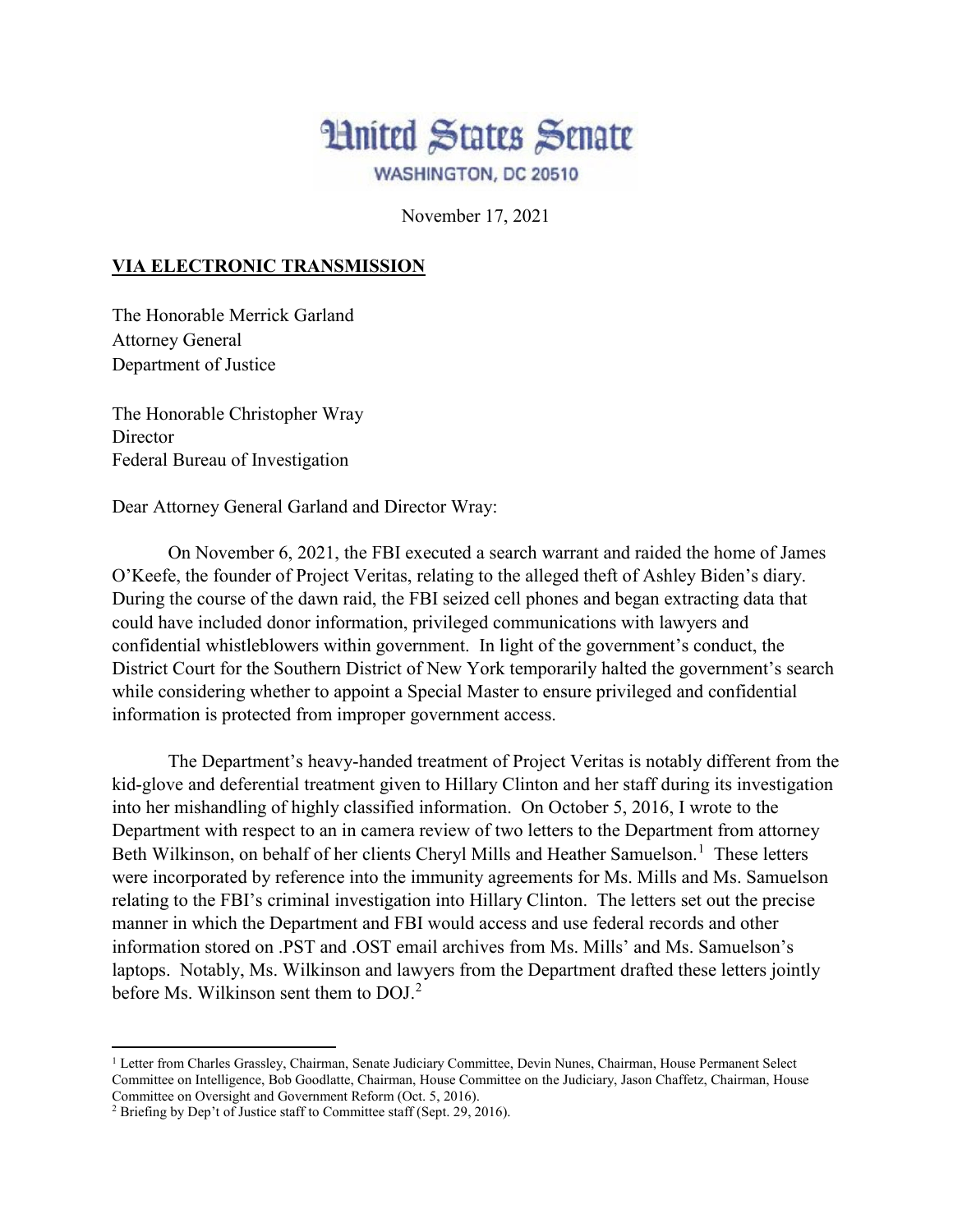# United States Senate

WASHINGTON, DC 20510

November 17, 2021

**VIA ELECTRONIC TRANSMISSION**

The Honorable Merrick Garland
Attorney General
Department of Justice

The Honorable Christopher Wray
Director
Federal Bureau of Investigation

Dear Attorney General Garland and Director Wray:

On November 6, 2021, the FBI executed a search warrant and raided the home of James O'Keefe, the founder of Project Veritas, relating to the alleged theft of Ashley Biden's diary. During the course of the dawn raid, the FBI seized cell phones and began extracting data that could have included donor information, privileged communications with lawyers and confidential whistleblowers within government. In light of the government's conduct, the District Court for the Southern District of New York temporarily halted the government's search while considering whether to appoint a Special Master to ensure privileged and confidential information is protected from improper government access.

The Department's heavy-handed treatment of Project Veritas is notably different from the kid-glove and deferential treatment given to Hillary Clinton and her staff during its investigation into her mishandling of highly classified information. On October 5, 2016, I wrote to the Department with respect to an in camera review of two letters to the Department from attorney Beth Wilkinson, on behalf of her clients Cheryl Mills and Heather Samuelson.[1] These letters were incorporated by reference into the immunity agreements for Ms. Mills and Ms. Samuelson relating to the FBI's criminal investigation into Hillary Clinton. The letters set out the precise manner in which the Department and FBI would access and use federal records and other information stored on .PST and .OST email archives from Ms. Mills' and Ms. Samuelson's laptops. Notably, Ms. Wilkinson and lawyers from the Department drafted these letters jointly before Ms. Wilkinson sent them to DOJ.[2]

---

[1] Letter from Charles Grassley, Chairman, Senate Judiciary Committee, Devin Nunes, Chairman, House Permanent Select Committee on Intelligence, Bob Goodlatte, Chairman, House Committee on the Judiciary, Jason Chaffetz, Chairman, House Committee on Oversight and Government Reform (Oct. 5, 2016).

[2] Briefing by Dep't of Justice staff to Committee staff (Sept. 29, 2016).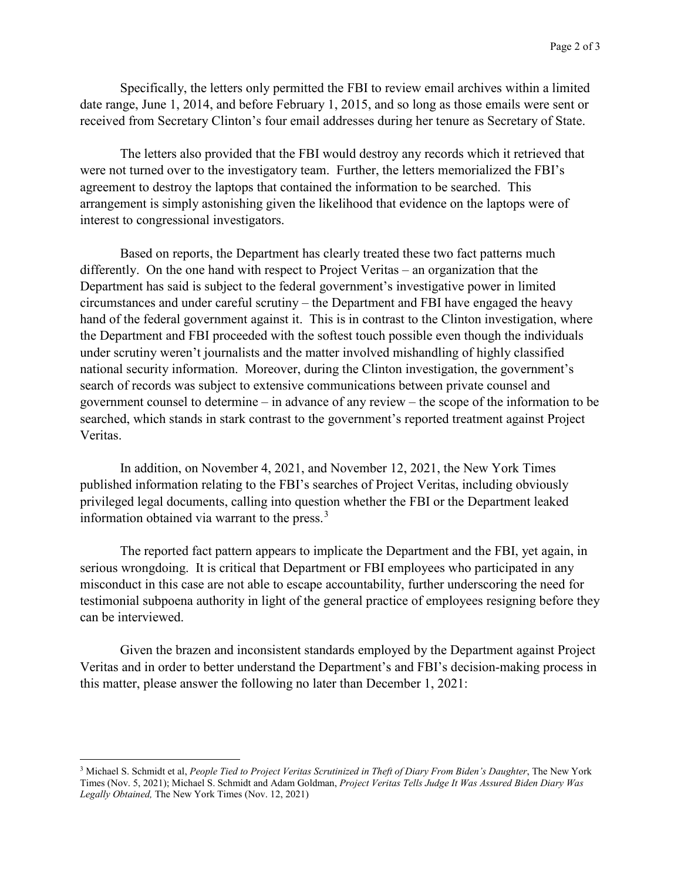Specifically, the letters only permitted the FBI to review email archives within a limited date range, June 1, 2014, and before February 1, 2015, and so long as those emails were sent or received from Secretary Clinton's four email addresses during her tenure as Secretary of State.

The letters also provided that the FBI would destroy any records which it retrieved that were not turned over to the investigatory team. Further, the letters memorialized the FBI's agreement to destroy the laptops that contained the information to be searched. This arrangement is simply astonishing given the likelihood that evidence on the laptops were of interest to congressional investigators.

Based on reports, the Department has clearly treated these two fact patterns much differently. On the one hand with respect to Project Veritas – an organization that the Department has said is subject to the federal government's investigative power in limited circumstances and under careful scrutiny – the Department and FBI have engaged the heavy hand of the federal government against it. This is in contrast to the Clinton investigation, where the Department and FBI proceeded with the softest touch possible even though the individuals under scrutiny weren't journalists and the matter involved mishandling of highly classified national security information. Moreover, during the Clinton investigation, the government's search of records was subject to extensive communications between private counsel and government counsel to determine – in advance of any review – the scope of the information to be searched, which stands in stark contrast to the government's reported treatment against Project Veritas.

In addition, on November 4, 2021, and November 12, 2021, the New York Times published information relating to the FBI's searches of Project Veritas, including obviously privileged legal documents, calling into question whether the FBI or the Department leaked information obtained via warrant to the press.[3]

The reported fact pattern appears to implicate the Department and the FBI, yet again, in serious wrongdoing. It is critical that Department or FBI employees who participated in any misconduct in this case are not able to escape accountability, further underscoring the need for testimonial subpoena authority in light of the general practice of employees resigning before they can be interviewed.

Given the brazen and inconsistent standards employed by the Department against Project Veritas and in order to better understand the Department's and FBI's decision-making process in this matter, please answer the following no later than December 1, 2021:

---

[3] Michael S. Schmidt et al, *People Tied to Project Veritas Scrutinized in Theft of Diary From Biden's Daughter*, The New York Times (Nov. 5, 2021); Michael S. Schmidt and Adam Goldman, *Project Veritas Tells Judge It Was Assured Biden Diary Was Legally Obtained,* The New York Times (Nov. 12, 2021)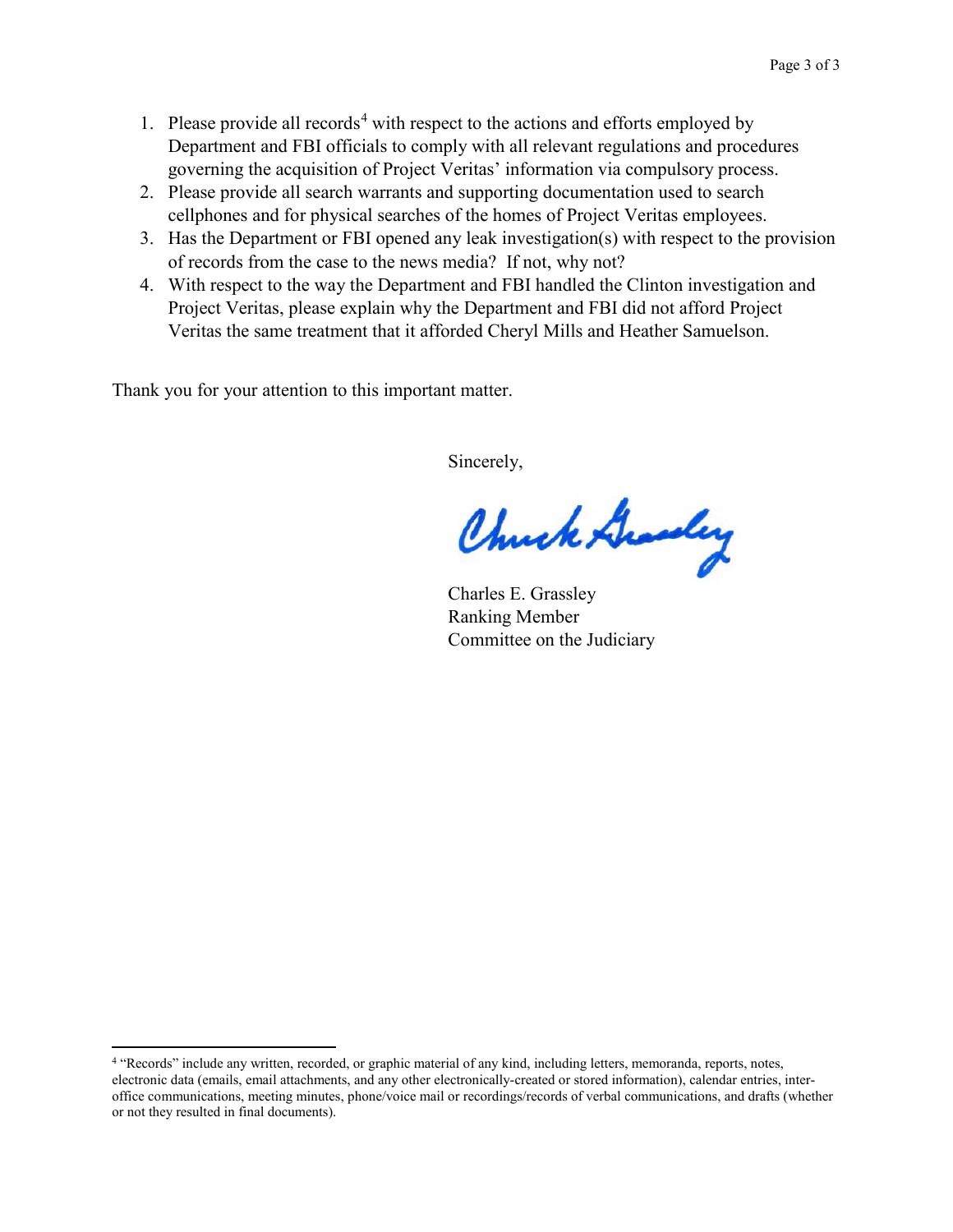1. Please provide all records[4] with respect to the actions and efforts employed by Department and FBI officials to comply with all relevant regulations and procedures governing the acquisition of Project Veritas' information via compulsory process.
2. Please provide all search warrants and supporting documentation used to search cellphones and for physical searches of the homes of Project Veritas employees.
3. Has the Department or FBI opened any leak investigation(s) with respect to the provision of records from the case to the news media? If not, why not?
4. With respect to the way the Department and FBI handled the Clinton investigation and Project Veritas, please explain why the Department and FBI did not afford Project Veritas the same treatment that it afforded Cheryl Mills and Heather Samuelson.

Thank you for your attention to this important matter.

Sincerely,

Chuck Grassley

Charles E. Grassley
Ranking Member
Committee on the Judiciary

---

[4] "Records" include any written, recorded, or graphic material of any kind, including letters, memoranda, reports, notes, electronic data (emails, email attachments, and any other electronically-created or stored information), calendar entries, inter-office communications, meeting minutes, phone/voice mail or recordings/records of verbal communications, and drafts (whether or not they resulted in final documents).